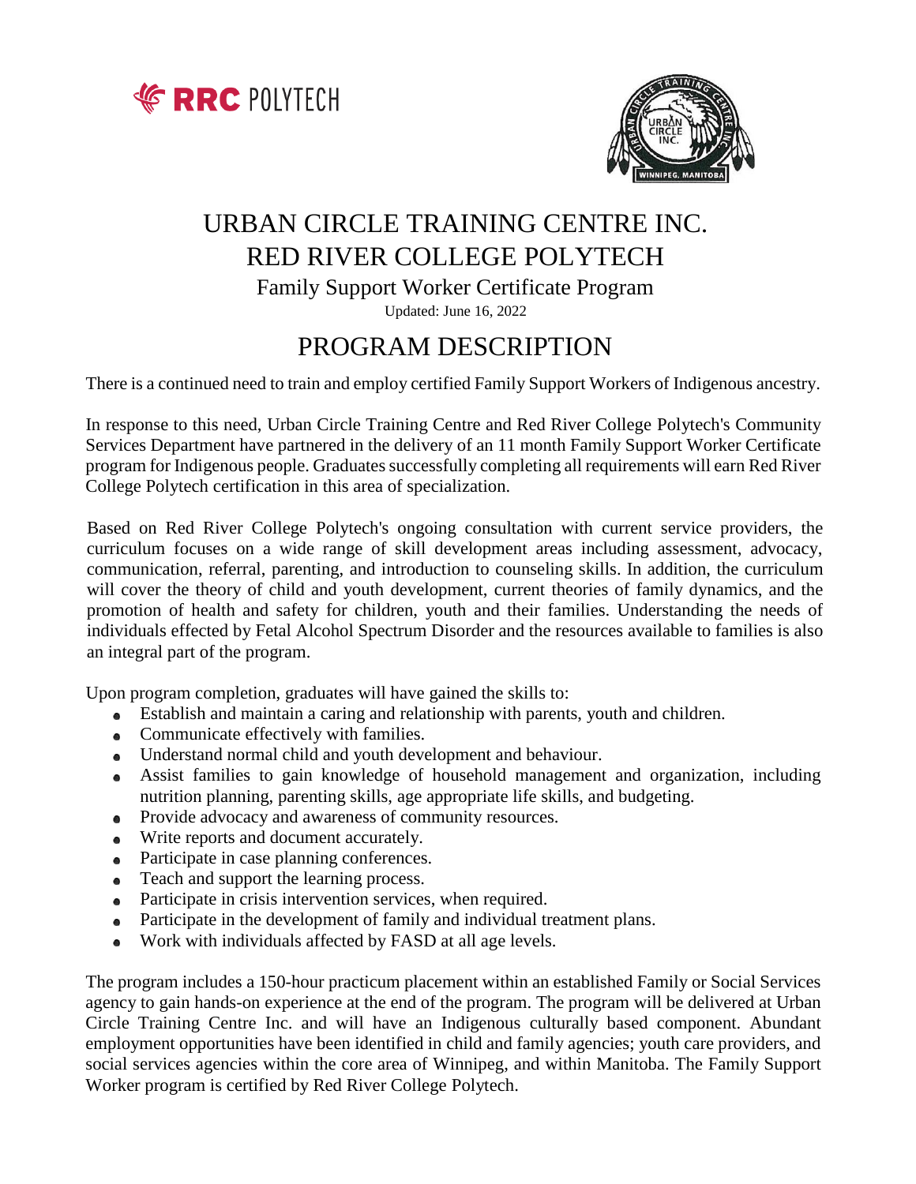# URBAN CIRCLE TRAINING CENTRE INC.
# RED RIVER COLLEGE POLYTECH

### Family Support Worker Certificate Program

Updated: June 16, 2022

## PROGRAM DESCRIPTION

There is a continued need to train and employ certified Family Support Workers of Indigenous ancestry.

In response to this need, Urban Circle Training Centre and Red River College Polytech's Community Services Department have partnered in the delivery of an 11 month Family Support Worker Certificate program for Indigenous people. Graduates successfully completing all requirements will earn Red River College Polytech certification in this area of specialization.

Based on Red River College Polytech's ongoing consultation with current service providers, the curriculum focuses on a wide range of skill development areas including assessment, advocacy, communication, referral, parenting, and introduction to counseling skills. In addition, the curriculum will cover the theory of child and youth development, current theories of family dynamics, and the promotion of health and safety for children, youth and their families. Understanding the needs of individuals effected by Fetal Alcohol Spectrum Disorder and the resources available to families is also an integral part of the program.

Upon program completion, graduates will have gained the skills to:

- Establish and maintain a caring and relationship with parents, youth and children.
- Communicate effectively with families.
- Understand normal child and youth development and behaviour.
- Assist families to gain knowledge of household management and organization, including nutrition planning, parenting skills, age appropriate life skills, and budgeting.
- Provide advocacy and awareness of community resources.
- Write reports and document accurately.
- Participate in case planning conferences.
- Teach and support the learning process.
- Participate in crisis intervention services, when required.
- Participate in the development of family and individual treatment plans.
- Work with individuals affected by FASD at all age levels.

The program includes a 150-hour practicum placement within an established Family or Social Services agency to gain hands-on experience at the end of the program. The program will be delivered at Urban Circle Training Centre Inc. and will have an Indigenous culturally based component. Abundant employment opportunities have been identified in child and family agencies; youth care providers, and social services agencies within the core area of Winnipeg, and within Manitoba. The Family Support Worker program is certified by Red River College Polytech.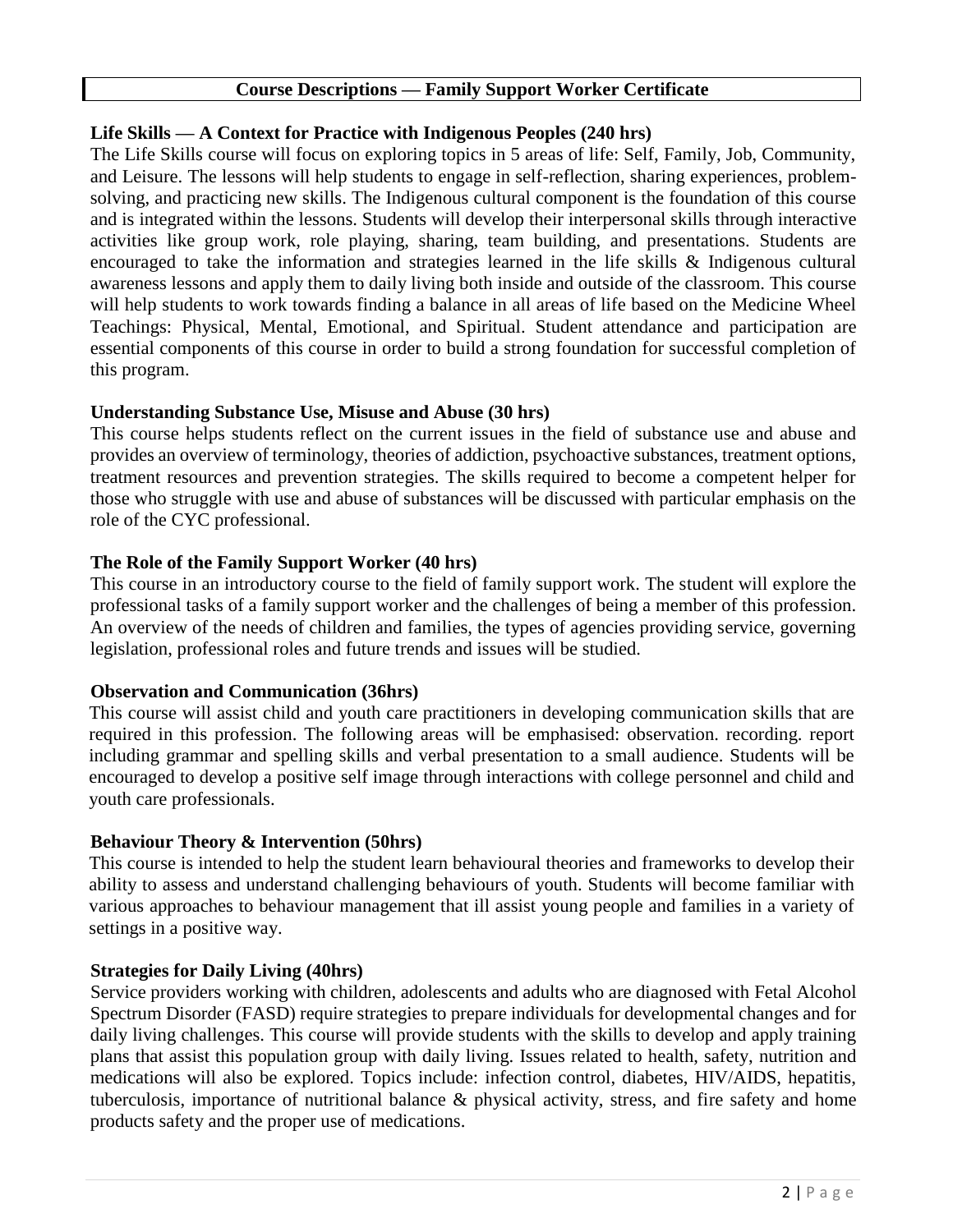## Course Descriptions — Family Support Worker Certificate

### Life Skills — A Context for Practice with Indigenous Peoples (240 hrs)

The Life Skills course will focus on exploring topics in 5 areas of life: Self, Family, Job, Community, and Leisure. The lessons will help students to engage in self-reflection, sharing experiences, problem-solving, and practicing new skills. The Indigenous cultural component is the foundation of this course and is integrated within the lessons. Students will develop their interpersonal skills through interactive activities like group work, role playing, sharing, team building, and presentations. Students are encouraged to take the information and strategies learned in the life skills & Indigenous cultural awareness lessons and apply them to daily living both inside and outside of the classroom. This course will help students to work towards finding a balance in all areas of life based on the Medicine Wheel Teachings: Physical, Mental, Emotional, and Spiritual. Student attendance and participation are essential components of this course in order to build a strong foundation for successful completion of this program.

### Understanding Substance Use, Misuse and Abuse (30 hrs)

This course helps students reflect on the current issues in the field of substance use and abuse and provides an overview of terminology, theories of addiction, psychoactive substances, treatment options, treatment resources and prevention strategies. The skills required to become a competent helper for those who struggle with use and abuse of substances will be discussed with particular emphasis on the role of the CYC professional.

### The Role of the Family Support Worker (40 hrs)

This course in an introductory course to the field of family support work. The student will explore the professional tasks of a family support worker and the challenges of being a member of this profession. An overview of the needs of children and families, the types of agencies providing service, governing legislation, professional roles and future trends and issues will be studied.

### Observation and Communication (36hrs)

This course will assist child and youth care practitioners in developing communication skills that are required in this profession. The following areas will be emphasised: observation. recording. report including grammar and spelling skills and verbal presentation to a small audience. Students will be encouraged to develop a positive self image through interactions with college personnel and child and youth care professionals.

### Behaviour Theory & Intervention (50hrs)

This course is intended to help the student learn behavioural theories and frameworks to develop their ability to assess and understand challenging behaviours of youth. Students will become familiar with various approaches to behaviour management that ill assist young people and families in a variety of settings in a positive way.

### Strategies for Daily Living (40hrs)

Service providers working with children, adolescents and adults who are diagnosed with Fetal Alcohol Spectrum Disorder (FASD) require strategies to prepare individuals for developmental changes and for daily living challenges. This course will provide students with the skills to develop and apply training plans that assist this population group with daily living. Issues related to health, safety, nutrition and medications will also be explored. Topics include: infection control, diabetes, HIV/AIDS, hepatitis, tuberculosis, importance of nutritional balance & physical activity, stress, and fire safety and home products safety and the proper use of medications.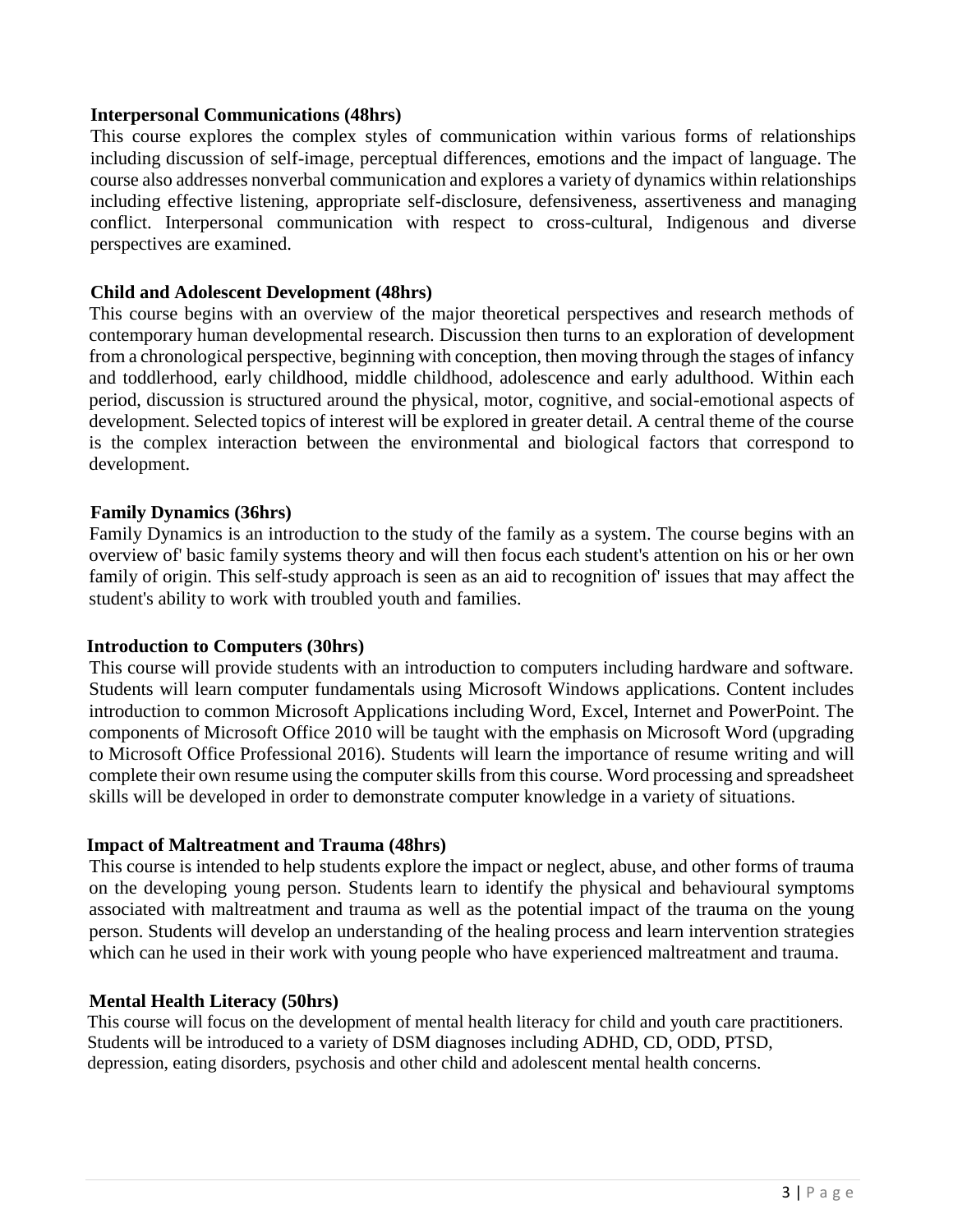**Interpersonal Communications (48hrs)**

This course explores the complex styles of communication within various forms of relationships including discussion of self-image, perceptual differences, emotions and the impact of language. The course also addresses nonverbal communication and explores a variety of dynamics within relationships including effective listening, appropriate self-disclosure, defensiveness, assertiveness and managing conflict. Interpersonal communication with respect to cross-cultural, Indigenous and diverse perspectives are examined.

**Child and Adolescent Development (48hrs)**

This course begins with an overview of the major theoretical perspectives and research methods of contemporary human developmental research. Discussion then turns to an exploration of development from a chronological perspective, beginning with conception, then moving through the stages of infancy and toddlerhood, early childhood, middle childhood, adolescence and early adulthood. Within each period, discussion is structured around the physical, motor, cognitive, and social-emotional aspects of development. Selected topics of interest will be explored in greater detail. A central theme of the course is the complex interaction between the environmental and biological factors that correspond to development.

**Family Dynamics (36hrs)**

Family Dynamics is an introduction to the study of the family as a system. The course begins with an overview of' basic family systems theory and will then focus each student's attention on his or her own family of origin. This self-study approach is seen as an aid to recognition of' issues that may affect the student's ability to work with troubled youth and families.

**Introduction to Computers (30hrs)**

This course will provide students with an introduction to computers including hardware and software. Students will learn computer fundamentals using Microsoft Windows applications. Content includes introduction to common Microsoft Applications including Word, Excel, Internet and PowerPoint. The components of Microsoft Office 2010 will be taught with the emphasis on Microsoft Word (upgrading to Microsoft Office Professional 2016). Students will learn the importance of resume writing and will complete their own resume using the computer skills from this course. Word processing and spreadsheet skills will be developed in order to demonstrate computer knowledge in a variety of situations.

**Impact of Maltreatment and Trauma (48hrs)**

This course is intended to help students explore the impact or neglect, abuse, and other forms of trauma on the developing young person. Students learn to identify the physical and behavioural symptoms associated with maltreatment and trauma as well as the potential impact of the trauma on the young person. Students will develop an understanding of the healing process and learn intervention strategies which can he used in their work with young people who have experienced maltreatment and trauma.

**Mental Health Literacy (50hrs)**

This course will focus on the development of mental health literacy for child and youth care practitioners. Students will be introduced to a variety of DSM diagnoses including ADHD, CD, ODD, PTSD, depression, eating disorders, psychosis and other child and adolescent mental health concerns.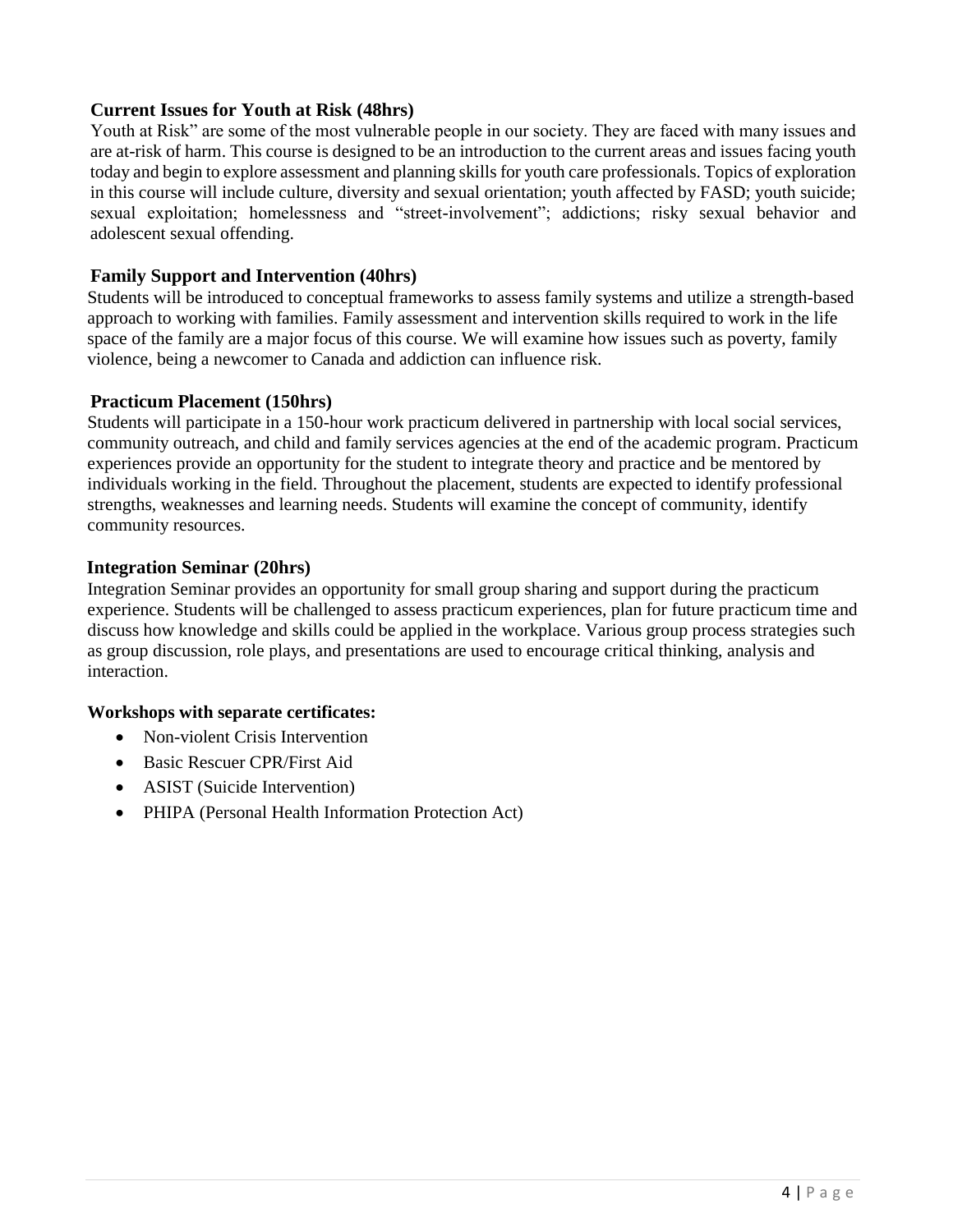### Current Issues for Youth at Risk (48hrs)

Youth at Risk" are some of the most vulnerable people in our society. They are faced with many issues and are at-risk of harm. This course is designed to be an introduction to the current areas and issues facing youth today and begin to explore assessment and planning skills for youth care professionals. Topics of exploration in this course will include culture, diversity and sexual orientation; youth affected by FASD; youth suicide; sexual exploitation; homelessness and "street-involvement"; addictions; risky sexual behavior and adolescent sexual offending.

### Family Support and Intervention (40hrs)

Students will be introduced to conceptual frameworks to assess family systems and utilize a strength-based approach to working with families. Family assessment and intervention skills required to work in the life space of the family are a major focus of this course. We will examine how issues such as poverty, family violence, being a newcomer to Canada and addiction can influence risk.

### Practicum Placement (150hrs)

Students will participate in a 150-hour work practicum delivered in partnership with local social services, community outreach, and child and family services agencies at the end of the academic program. Practicum experiences provide an opportunity for the student to integrate theory and practice and be mentored by individuals working in the field. Throughout the placement, students are expected to identify professional strengths, weaknesses and learning needs. Students will examine the concept of community, identify community resources.

### Integration Seminar (20hrs)

Integration Seminar provides an opportunity for small group sharing and support during the practicum experience. Students will be challenged to assess practicum experiences, plan for future practicum time and discuss how knowledge and skills could be applied in the workplace. Various group process strategies such as group discussion, role plays, and presentations are used to encourage critical thinking, analysis and interaction.

**Workshops with separate certificates:**

- Non-violent Crisis Intervention
- Basic Rescuer CPR/First Aid
- ASIST (Suicide Intervention)
- PHIPA (Personal Health Information Protection Act)